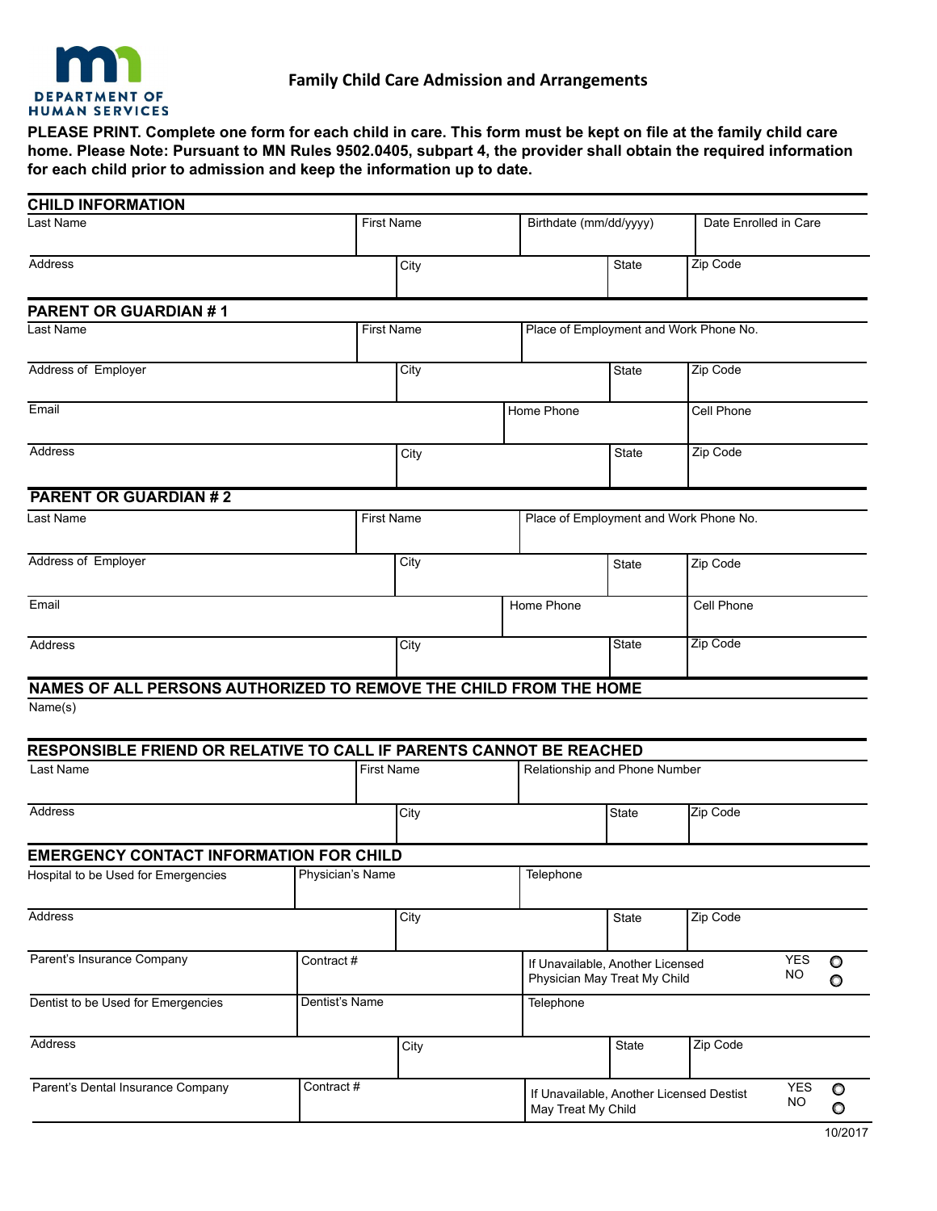MINNESOTA DEPARTMENT OF HUMAN SERVICES

# Family Child Care Admission and Arrangements

**PLEASE PRINT. Complete one form for each child in care. This form must be kept on file at the family child care home. Please Note: Pursuant to MN Rules 9502.0405, subpart 4, the provider shall obtain the required information for each child prior to admission and keep the information up to date.**

## CHILD INFORMATION

| Last Name | First Name | Birthdate (mm/dd/yyyy) | Date Enrolled in Care |
|---|---|---|---|
| | | | |

| Address | City | State | Zip Code |
|---|---|---|---|
| | | | |

## PARENT OR GUARDIAN # 1

| Last Name | First Name | Place of Employment and Work Phone No. |
|---|---|---|
| | | |

| Address of Employer | City | State | Zip Code |
|---|---|---|---|
| | | | |

| Email | Home Phone | Cell Phone |
|---|---|---|
| | | |

| Address | City | State | Zip Code |
|---|---|---|---|
| | | | |

## PARENT OR GUARDIAN # 2

| Last Name | First Name | Place of Employment and Work Phone No. |
|---|---|---|
| | | |

| Address of Employer | City | State | Zip Code |
|---|---|---|---|
| | | | |

| Email | Home Phone | Cell Phone |
|---|---|---|
| | | |

| Address | City | State | Zip Code |
|---|---|---|---|
| | | | |

## NAMES OF ALL PERSONS AUTHORIZED TO REMOVE THE CHILD FROM THE HOME

Name(s)

## RESPONSIBLE FRIEND OR RELATIVE TO CALL IF PARENTS CANNOT BE REACHED

| Last Name | First Name | Relationship and Phone Number |
|---|---|---|
| | | |

| Address | City | State | Zip Code |
|---|---|---|---|
| | | | |

## EMERGENCY CONTACT INFORMATION FOR CHILD

| Hospital to be Used for Emergencies | Physician's Name | Telephone |
|---|---|---|
| | | |

| Address | City | State | Zip Code |
|---|---|---|---|
| | | | |

| Parent's Insurance Company | Contract # | If Unavailable, Another Licensed Physician May Treat My Child | YES ○ NO ○ |
|---|---|---|---|
| | | | |

| Dentist to be Used for Emergencies | Dentist's Name | Telephone |
|---|---|---|
| | | |

| Address | City | State | Zip Code |
|---|---|---|---|
| | | | |

| Parent's Dental Insurance Company | Contract # | If Unavailable, Another Licensed Destist May Treat My Child | YES ○ NO ○ |
|---|---|---|---|
| | | | |

10/2017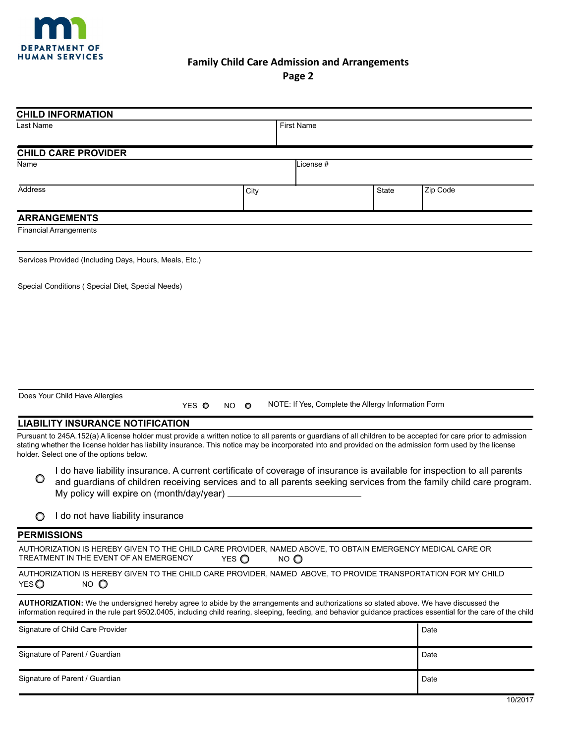DEPARTMENT OF HUMAN SERVICES

# Family Child Care Admission and Arrangements

## Page 2

## CHILD INFORMATION

| Last Name | First Name |
|---|---|
| | |

## CHILD CARE PROVIDER

| Name | | License # | |
|---|---|---|---|
| **Address** | **City** | **State** | **Zip Code** |
| | | | |

## ARRANGEMENTS

Financial Arrangements

Services Provided (Including Days, Hours, Meals, Etc.)

Special Conditions ( Special Diet, Special Needs)

Does Your Child Have Allergies YES ○ NO ○ NOTE: If Yes, Complete the Allergy Information Form

## LIABILITY INSURANCE NOTIFICATION

Pursuant to 245A.152(a) A license holder must provide a written notice to all parents or guardians of all children to be accepted for care prior to admission stating whether the license holder has liability insurance. This notice may be incorporated into and provided on the admission form used by the license holder. Select one of the options below.

○ I do have liability insurance. A current certificate of coverage of insurance is available for inspection to all parents and guardians of children receiving services and to all parents seeking services from the family child care program. My policy will expire on (month/day/year) ____________________

○ I do not have liability insurance

## PERMISSIONS

AUTHORIZATION IS HEREBY GIVEN TO THE CHILD CARE PROVIDER, NAMED ABOVE, TO OBTAIN EMERGENCY MEDICAL CARE OR TREATMENT IN THE EVENT OF AN EMERGENCY YES ○ NO ○

AUTHORIZATION IS HEREBY GIVEN TO THE CHILD CARE PROVIDER, NAMED ABOVE, TO PROVIDE TRANSPORTATION FOR MY CHILD YES ○ NO ○

**AUTHORIZATION:** We the undersigned hereby agree to abide by the arrangements and authorizations so stated above. We have discussed the information required in the rule part 9502.0405, including child rearing, sleeping, feeding, and behavior guidance practices essential for the care of the child

| Signature of Child Care Provider | Date |
|---|---|
| Signature of Parent / Guardian | Date |
| Signature of Parent / Guardian | Date |

10/2017